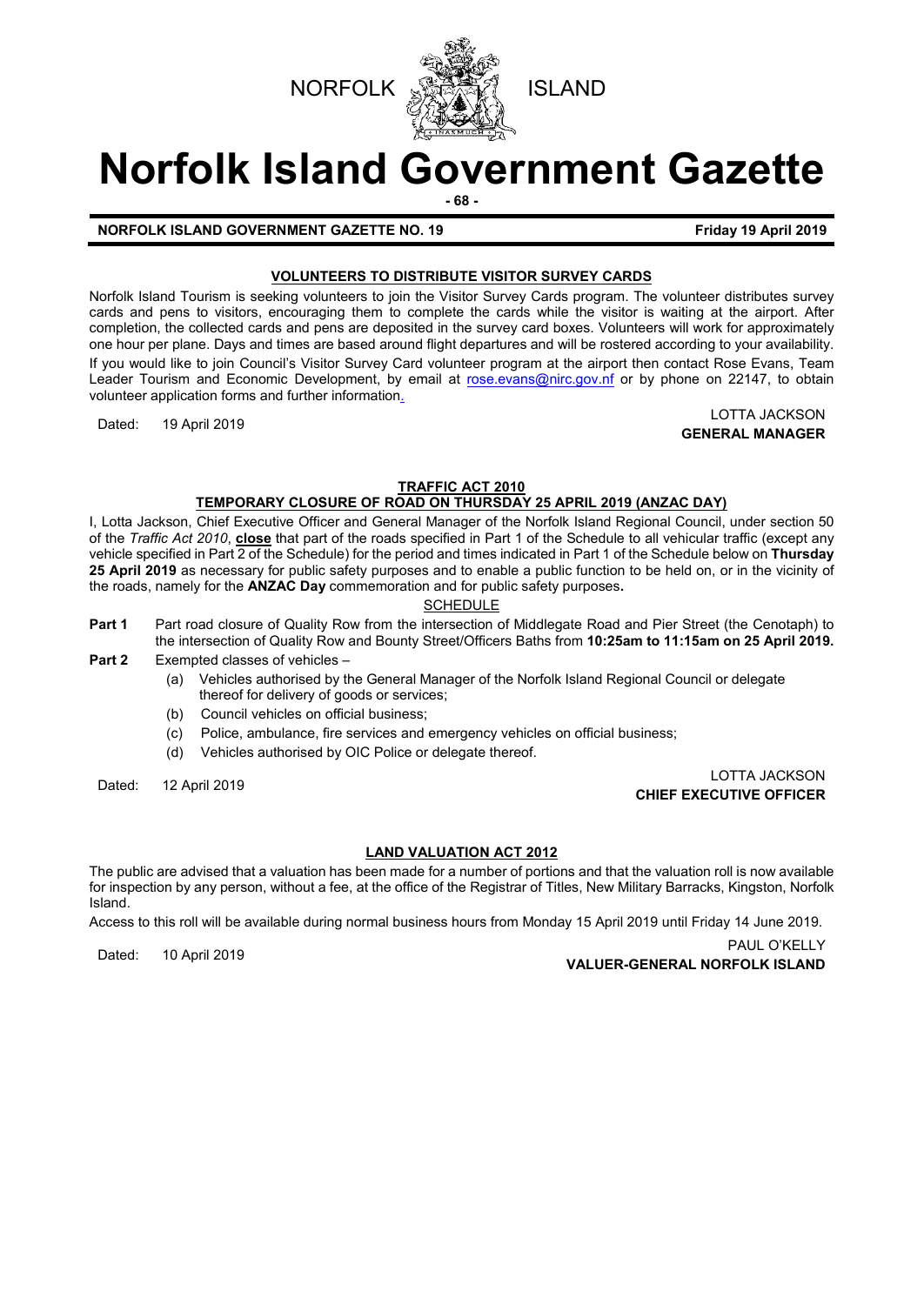NORFOLK ISLAND

# Norfolk Island Government Gazette

**NORFOLK ISLAND GOVERNMENT GAZETTE NO. 19** **Friday 19 April 2019**

## VOLUNTEERS TO DISTRIBUTE VISITOR SURVEY CARDS

Norfolk Island Tourism is seeking volunteers to join the Visitor Survey Cards program. The volunteer distributes survey cards and pens to visitors, encouraging them to complete the cards while the visitor is waiting at the airport. After completion, the collected cards and pens are deposited in the survey card boxes. Volunteers will work for approximately one hour per plane. Days and times are based around flight departures and will be rostered according to your availability.

If you would like to join Council's Visitor Survey Card volunteer program at the airport then contact Rose Evans, Team Leader Tourism and Economic Development, by email at rose.evans@nirc.gov.nf or by phone on 22147, to obtain volunteer application forms and further information.

Dated: 19 April 2019

LOTTA JACKSON
**GENERAL MANAGER**

## TRAFFIC ACT 2010
## TEMPORARY CLOSURE OF ROAD ON THURSDAY 25 APRIL 2019 (ANZAC DAY)

I, Lotta Jackson, Chief Executive Officer and General Manager of the Norfolk Island Regional Council, under section 50 of the *Traffic Act 2010*, **close** that part of the roads specified in Part 1 of the Schedule to all vehicular traffic (except any vehicle specified in Part 2 of the Schedule) for the period and times indicated in Part 1 of the Schedule below on **Thursday 25 April 2019** as necessary for public safety purposes and to enable a public function to be held on, or in the vicinity of the roads, namely for the **ANZAC Day** commemoration and for public safety purposes**.**

SCHEDULE

**Part 1** Part road closure of Quality Row from the intersection of Middlegate Road and Pier Street (the Cenotaph) to the intersection of Quality Row and Bounty Street/Officers Baths from **10:25am to 11:15am on 25 April 2019.**

**Part 2** Exempted classes of vehicles –

(a) Vehicles authorised by the General Manager of the Norfolk Island Regional Council or delegate thereof for delivery of goods or services;
(b) Council vehicles on official business;
(c) Police, ambulance, fire services and emergency vehicles on official business;
(d) Vehicles authorised by OIC Police or delegate thereof.

Dated: 12 April 2019

LOTTA JACKSON
**CHIEF EXECUTIVE OFFICER**

## LAND VALUATION ACT 2012

The public are advised that a valuation has been made for a number of portions and that the valuation roll is now available for inspection by any person, without a fee, at the office of the Registrar of Titles, New Military Barracks, Kingston, Norfolk Island.

Access to this roll will be available during normal business hours from Monday 15 April 2019 until Friday 14 June 2019.

Dated: 10 April 2019

PAUL O'KELLY
**VALUER-GENERAL NORFOLK ISLAND**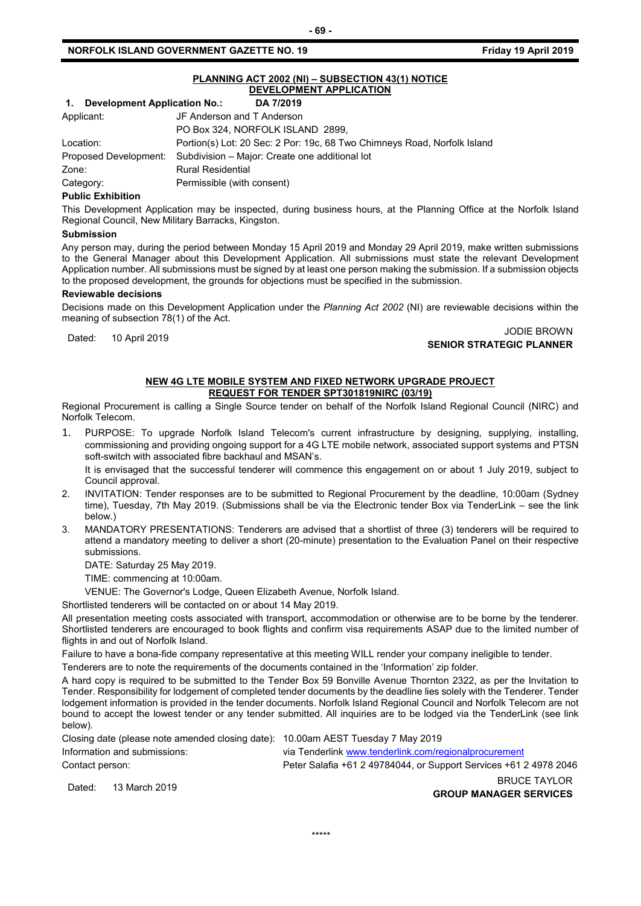## PLANNING ACT 2002 (NI) – SUBSECTION 43(1) NOTICE
## DEVELOPMENT APPLICATION

**1. Development Application No.:** **DA 7/2019**

| | |
|---|---|
| Applicant: | JF Anderson and T Anderson |
| | PO Box 324, NORFOLK ISLAND 2899, |
| Location: | Portion(s) Lot: 20 Sec: 2 Por: 19c, 68 Two Chimneys Road, Norfolk Island |
| Proposed Development: | Subdivision – Major: Create one additional lot |
| Zone: | Rural Residential |
| Category: | Permissible (with consent) |

**Public Exhibition**

This Development Application may be inspected, during business hours, at the Planning Office at the Norfolk Island Regional Council, New Military Barracks, Kingston.

**Submission**

Any person may, during the period between Monday 15 April 2019 and Monday 29 April 2019, make written submissions to the General Manager about this Development Application. All submissions must state the relevant Development Application number. All submissions must be signed by at least one person making the submission. If a submission objects to the proposed development, the grounds for objections must be specified in the submission.

**Reviewable decisions**

Decisions made on this Development Application under the *Planning Act 2002* (NI) are reviewable decisions within the meaning of subsection 78(1) of the Act.

Dated: 10 April 2019

JODIE BROWN
**SENIOR STRATEGIC PLANNER**

## NEW 4G LTE MOBILE SYSTEM AND FIXED NETWORK UPGRADE PROJECT
## REQUEST FOR TENDER SPT301819NIRC (03/19)

Regional Procurement is calling a Single Source tender on behalf of the Norfolk Island Regional Council (NIRC) and Norfolk Telecom.

1. PURPOSE: To upgrade Norfolk Island Telecom's current infrastructure by designing, supplying, installing, commissioning and providing ongoing support for a 4G LTE mobile network, associated support systems and PTSN soft-switch with associated fibre backhaul and MSAN's.

   It is envisaged that the successful tenderer will commence this engagement on or about 1 July 2019, subject to Council approval.

2. INVITATION: Tender responses are to be submitted to Regional Procurement by the deadline, 10:00am (Sydney time), Tuesday, 7th May 2019. (Submissions shall be via the Electronic tender Box via TenderLink – see the link below.)

3. MANDATORY PRESENTATIONS: Tenderers are advised that a shortlist of three (3) tenderers will be required to attend a mandatory meeting to deliver a short (20-minute) presentation to the Evaluation Panel on their respective submissions.

   DATE: Saturday 25 May 2019.

   TIME: commencing at 10:00am.

   VENUE: The Governor's Lodge, Queen Elizabeth Avenue, Norfolk Island.

Shortlisted tenderers will be contacted on or about 14 May 2019.

All presentation meeting costs associated with transport, accommodation or otherwise are to be borne by the tenderer. Shortlisted tenderers are encouraged to book flights and confirm visa requirements ASAP due to the limited number of flights in and out of Norfolk Island.

Failure to have a bona-fide company representative at this meeting WILL render your company ineligible to tender.

Tenderers are to note the requirements of the documents contained in the 'Information' zip folder.

A hard copy is required to be submitted to the Tender Box 59 Bonville Avenue Thornton 2322, as per the Invitation to Tender. Responsibility for lodgement of completed tender documents by the deadline lies solely with the Tenderer. Tender lodgement information is provided in the tender documents. Norfolk Island Regional Council and Norfolk Telecom are not bound to accept the lowest tender or any tender submitted. All inquiries are to be lodged via the TenderLink (see link below).

| | |
|---|---|
| Closing date (please note amended closing date): | 10.00am AEST Tuesday 7 May 2019 |
| Information and submissions: | via Tenderlink www.tenderlink.com/regionalprocurement |
| Contact person: | Peter Salafia +61 2 49784044, or Support Services +61 2 4978 2046 |

Dated: 13 March 2019

BRUCE TAYLOR
**GROUP MANAGER SERVICES**

\*\*\*\*\*